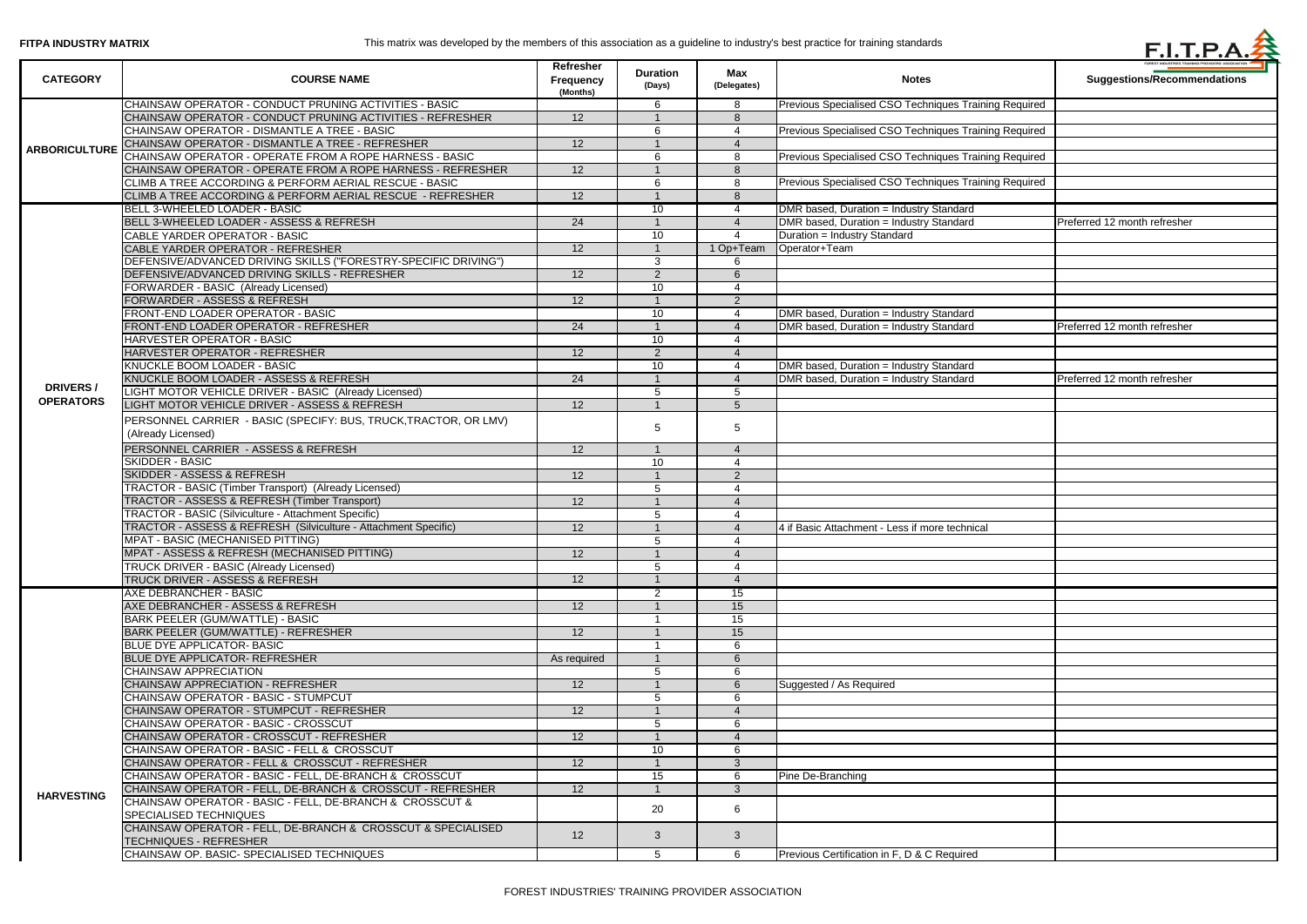**FITPA INDUSTRY MATRIX**

This matrix was developed by the members of this association as a guideline to industry's best practice for training standards

| CATEGORY | COURSE NAME | Refresher Frequency (Months) | Duration (Days) | Max (Delegates) | Notes | Suggestions/Recommendations |
|---|---|---|---|---|---|---|
| ARBORICULTURE | CHAINSAW OPERATOR - CONDUCT PRUNING ACTIVITIES - BASIC | | 6 | 8 | Previous Specialised CSO Techniques Training Required | |
| | CHAINSAW OPERATOR - CONDUCT PRUNING ACTIVITIES - REFRESHER | 12 | 1 | 8 | | |
| | CHAINSAW OPERATOR - DISMANTLE A TREE - BASIC | | 6 | 4 | Previous Specialised CSO Techniques Training Required | |
| | CHAINSAW OPERATOR - DISMANTLE A TREE - REFRESHER | 12 | 1 | 4 | | |
| | CHAINSAW OPERATOR - OPERATE FROM A ROPE HARNESS - BASIC | | 6 | 8 | Previous Specialised CSO Techniques Training Required | |
| | CHAINSAW OPERATOR - OPERATE FROM A ROPE HARNESS - REFRESHER | 12 | 1 | 8 | | |
| | CLIMB A TREE ACCORDING & PERFORM AERIAL RESCUE - BASIC | | 6 | 8 | Previous Specialised CSO Techniques Training Required | |
| | CLIMB A TREE ACCORDING & PERFORM AERIAL RESCUE - REFRESHER | 12 | 1 | 8 | | |
| DRIVERS / OPERATORS | BELL 3-WHEELED LOADER - BASIC | | 10 | 4 | DMR based, Duration = Industry Standard | |
| | BELL 3-WHEELED LOADER - ASSESS & REFRESH | 24 | 1 | 4 | DMR based, Duration = Industry Standard | Preferred 12 month refresher |
| | CABLE YARDER OPERATOR - BASIC | | 10 | 4 | Duration = Industry Standard | |
| | CABLE YARDER OPERATOR - REFRESHER | 12 | 1 | 1 Op+Team | Operator+Team | |
| | DEFENSIVE/ADVANCED DRIVING SKILLS ("FORESTRY-SPECIFIC DRIVING") | | 3 | 6 | | |
| | DEFENSIVE/ADVANCED DRIVING SKILLS - REFRESHER | 12 | 2 | 6 | | |
| | FORWARDER - BASIC (Already Licensed) | | 10 | 4 | | |
| | FORWARDER - ASSESS & REFRESH | 12 | 1 | 2 | | |
| | FRONT-END LOADER OPERATOR - BASIC | | 10 | 4 | DMR based, Duration = Industry Standard | |
| | FRONT-END LOADER OPERATOR - REFRESHER | 24 | 1 | 4 | DMR based, Duration = Industry Standard | Preferred 12 month refresher |
| | HARVESTER OPERATOR - BASIC | | 10 | 4 | | |
| | HARVESTER OPERATOR - REFRESHER | 12 | 2 | 4 | | |
| | KNUCKLE BOOM LOADER - BASIC | | 10 | 4 | DMR based, Duration = Industry Standard | |
| | KNUCKLE BOOM LOADER - ASSESS & REFRESH | 24 | 1 | 4 | DMR based, Duration = Industry Standard | Preferred 12 month refresher |
| | LIGHT MOTOR VEHICLE DRIVER - BASIC (Already Licensed) | | 5 | 5 | | |
| | LIGHT MOTOR VEHICLE DRIVER - ASSESS & REFRESH | 12 | 1 | 5 | | |
| | PERSONNEL CARRIER - BASIC (SPECIFY: BUS, TRUCK,TRACTOR, OR LMV) (Already Licensed) | | 5 | 5 | | |
| | PERSONNEL CARRIER - ASSESS & REFRESH | 12 | 1 | 4 | | |
| | SKIDDER - BASIC | | 10 | 4 | | |
| | SKIDDER - ASSESS & REFRESH | 12 | 1 | 2 | | |
| | TRACTOR - BASIC (Timber Transport) (Already Licensed) | | 5 | 4 | | |
| | TRACTOR - ASSESS & REFRESH (Timber Transport) | 12 | 1 | 4 | | |
| | TRACTOR - BASIC (Silviculture - Attachment Specific) | | 5 | 4 | | |
| | TRACTOR - ASSESS & REFRESH (Silviculture - Attachment Specific) | 12 | 1 | 4 | 4 if Basic Attachment - Less if more technical | |
| | MPAT - BASIC (MECHANISED PITTING) | | 5 | 4 | | |
| | MPAT - ASSESS & REFRESH (MECHANISED PITTING) | 12 | 1 | 4 | | |
| | TRUCK DRIVER - BASIC (Already Licensed) | | 5 | 4 | | |
| | TRUCK DRIVER - ASSESS & REFRESH | 12 | 1 | 4 | | |
| HARVESTING | AXE DEBRANCHER - BASIC | | 2 | 15 | | |
| | AXE DEBRANCHER - ASSESS & REFRESH | 12 | 1 | 15 | | |
| | BARK PEELER (GUM/WATTLE) - BASIC | | 1 | 15 | | |
| | BARK PEELER (GUM/WATTLE) - REFRESHER | 12 | 1 | 15 | | |
| | BLUE DYE APPLICATOR- BASIC | | 1 | 6 | | |
| | BLUE DYE APPLICATOR- REFRESHER | As required | 1 | 6 | | |
| | CHAINSAW APPRECIATION | | 5 | 6 | | |
| | CHAINSAW APPRECIATION - REFRESHER | 12 | 1 | 6 | Suggested / As Required | |
| | CHAINSAW OPERATOR - BASIC - STUMPCUT | | 5 | 6 | | |
| | CHAINSAW OPERATOR - STUMPCUT - REFRESHER | 12 | 1 | 4 | | |
| | CHAINSAW OPERATOR - BASIC - CROSSCUT | | 5 | 6 | | |
| | CHAINSAW OPERATOR - CROSSCUT - REFRESHER | 12 | 1 | 4 | | |
| | CHAINSAW OPERATOR - BASIC - FELL & CROSSCUT | | 10 | 6 | | |
| | CHAINSAW OPERATOR - FELL & CROSSCUT - REFRESHER | 12 | 1 | 3 | | |
| | CHAINSAW OPERATOR - BASIC - FELL, DE-BRANCH & CROSSCUT | | 15 | 6 | Pine De-Branching | |
| | CHAINSAW OPERATOR - FELL, DE-BRANCH & CROSSCUT - REFRESHER | 12 | 1 | 3 | | |
| | CHAINSAW OPERATOR - BASIC - FELL, DE-BRANCH & CROSSCUT & SPECIALISED TECHNIQUES | | 20 | 6 | | |
| | CHAINSAW OPERATOR - FELL, DE-BRANCH & CROSSCUT & SPECIALISED TECHNIQUES - REFRESHER | 12 | 3 | 3 | | |
| | CHAINSAW OP. BASIC- SPECIALISED TECHNIQUES | | 5 | 6 | Previous Certification in F, D & C Required | |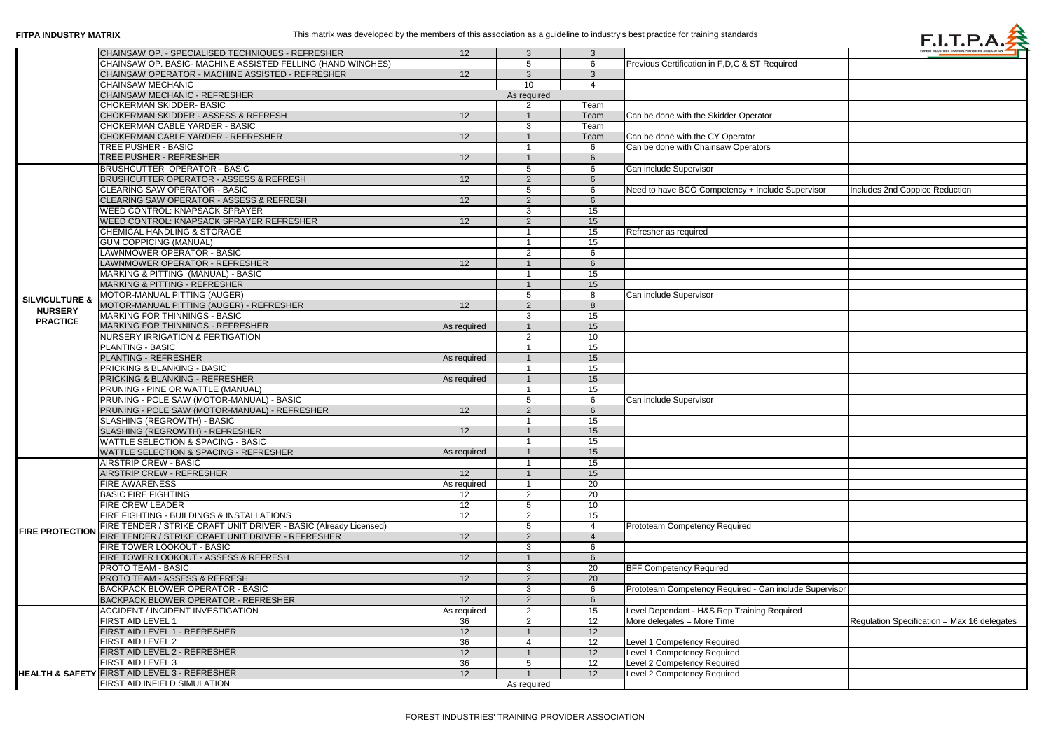**FITPA INDUSTRY MATRIX** This matrix was developed by the members of this association as a guideline to industry's best practice for training standards

| | | | | | | |
|---|---|---|---|---|---|---|
| | CHAINSAW OP. - SPECIALISED TECHNIQUES - REFRESHER | 12 | 3 | 3 | | |
| | CHAINSAW OP. BASIC- MACHINE ASSISTED FELLING (HAND WINCHES) | | 5 | 6 | Previous Certification in F,D,C & ST Required | |
| | CHAINSAW OPERATOR - MACHINE ASSISTED - REFRESHER | 12 | 3 | 3 | | |
| | CHAINSAW MECHANIC | | 10 | 4 | | |
| | CHAINSAW MECHANIC - REFRESHER | As required | | | | |
| | CHOKERMAN SKIDDER- BASIC | | 2 | Team | | |
| | CHOKERMAN SKIDDER - ASSESS & REFRESH | 12 | 1 | Team | Can be done with the Skidder Operator | |
| | CHOKERMAN CABLE YARDER - BASIC | | 3 | Team | | |
| | CHOKERMAN CABLE YARDER - REFRESHER | 12 | 1 | Team | Can be done with the CY Operator | |
| | TREE PUSHER - BASIC | | 1 | 6 | Can be done with Chainsaw Operators | |
| | TREE PUSHER - REFRESHER | 12 | 1 | 6 | | |
| SILVICULTURE & NURSERY PRACTICE | BRUSHCUTTER OPERATOR - BASIC | | 5 | 6 | Can include Supervisor | |
| | BRUSHCUTTER OPERATOR - ASSESS & REFRESH | 12 | 2 | 6 | | |
| | CLEARING SAW OPERATOR - BASIC | | 5 | 6 | Need to have BCO Competency + Include Supervisor | Includes 2nd Coppice Reduction |
| | CLEARING SAW OPERATOR - ASSESS & REFRESH | 12 | 2 | 6 | | |
| | WEED CONTROL: KNAPSACK SPRAYER | | 3 | 15 | | |
| | WEED CONTROL: KNAPSACK SPRAYER REFRESHER | 12 | 2 | 15 | | |
| | CHEMICAL HANDLING & STORAGE | | 1 | 15 | Refresher as required | |
| | GUM COPPICING (MANUAL) | | 1 | 15 | | |
| | LAWNMOWER OPERATOR - BASIC | | 2 | 6 | | |
| | LAWNMOWER OPERATOR - REFRESHER | 12 | 1 | 6 | | |
| | MARKING & PITTING (MANUAL) - BASIC | | 1 | 15 | | |
| | MARKING & PITTING - REFRESHER | | 1 | 15 | | |
| | MOTOR-MANUAL PITTING (AUGER) | | 5 | 8 | Can include Supervisor | |
| | MOTOR-MANUAL PITTING (AUGER) - REFRESHER | 12 | 2 | 8 | | |
| | MARKING FOR THINNINGS - BASIC | | 3 | 15 | | |
| | MARKING FOR THINNINGS - REFRESHER | As required | 1 | 15 | | |
| | NURSERY IRRIGATION & FERTIGATION | | 2 | 10 | | |
| | PLANTING - BASIC | | 1 | 15 | | |
| | PLANTING - REFRESHER | As required | 1 | 15 | | |
| | PRICKING & BLANKING - BASIC | | 1 | 15 | | |
| | PRICKING & BLANKING - REFRESHER | As required | 1 | 15 | | |
| | PRUNING - PINE OR WATTLE (MANUAL) | | 1 | 15 | | |
| | PRUNING - POLE SAW (MOTOR-MANUAL) - BASIC | | 5 | 6 | Can include Supervisor | |
| | PRUNING - POLE SAW (MOTOR-MANUAL) - REFRESHER | 12 | 2 | 6 | | |
| | SLASHING (REGROWTH) - BASIC | | 1 | 15 | | |
| | SLASHING (REGROWTH) - REFRESHER | 12 | 1 | 15 | | |
| | WATTLE SELECTION & SPACING - BASIC | | 1 | 15 | | |
| | WATTLE SELECTION & SPACING - REFRESHER | As required | 1 | 15 | | |
| FIRE PROTECTION | AIRSTRIP CREW - BASIC | | 1 | 15 | | |
| | AIRSTRIP CREW - REFRESHER | 12 | 1 | 15 | | |
| | FIRE AWARENESS | As required | 1 | 20 | | |
| | BASIC FIRE FIGHTING | 12 | 2 | 20 | | |
| | FIRE CREW LEADER | 12 | 5 | 10 | | |
| | FIRE FIGHTING - BUILDINGS & INSTALLATIONS | 12 | 2 | 15 | | |
| | FIRE TENDER / STRIKE CRAFT UNIT DRIVER - BASIC (Already Licensed) | | 5 | 4 | Prototeam Competency Required | |
| | FIRE TENDER / STRIKE CRAFT UNIT DRIVER - REFRESHER | 12 | 2 | 4 | | |
| | FIRE TOWER LOOKOUT - BASIC | | 3 | 6 | | |
| | FIRE TOWER LOOKOUT - ASSESS & REFRESH | 12 | 1 | 6 | | |
| | PROTO TEAM - BASIC | | 3 | 20 | BFF Competency Required | |
| | PROTO TEAM - ASSESS & REFRESH | 12 | 2 | 20 | | |
| | BACKPACK BLOWER OPERATOR - BASIC | | 3 | 6 | Prototeam Competency Required - Can include Supervisor | |
| | BACKPACK BLOWER OPERATOR - REFRESHER | 12 | 2 | 6 | | |
| HEALTH & SAFETY | ACCIDENT / INCIDENT INVESTIGATION | As required | 2 | 15 | Level Dependant - H&S Rep Training Required | |
| | FIRST AID LEVEL 1 | 36 | 2 | 12 | More delegates = More Time | Regulation Specification = Max 16 delegates |
| | FIRST AID LEVEL 1 - REFRESHER | 12 | 1 | 12 | | |
| | FIRST AID LEVEL 2 | 36 | 4 | 12 | Level 1 Competency Required | |
| | FIRST AID LEVEL 2 - REFRESHER | 12 | 1 | 12 | Level 1 Competency Required | |
| | FIRST AID LEVEL 3 | 36 | 5 | 12 | Level 2 Competency Required | |
| | FIRST AID LEVEL 3 - REFRESHER | 12 | 1 | 12 | Level 2 Competency Required | |
| | FIRST AID INFIELD SIMULATION | As required | | | | |

FOREST INDUSTRIES' TRAINING PROVIDER ASSOCIATION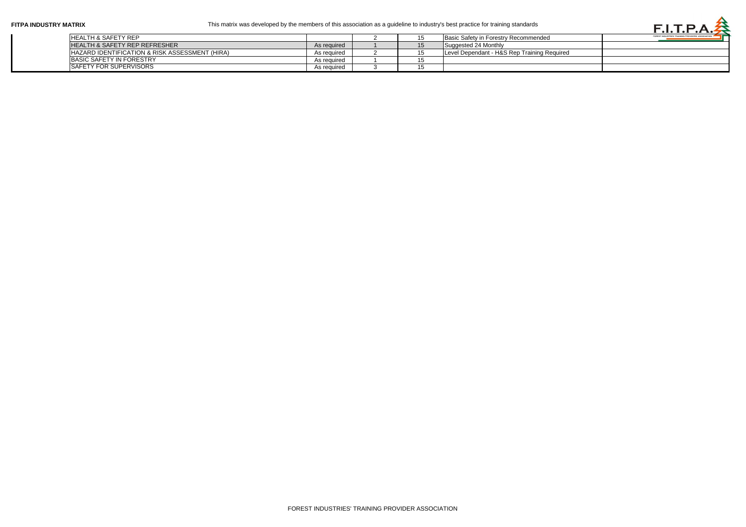**FITPA INDUSTRY MATRIX**

This matrix was developed by the members of this association as a guideline to industry's best practice for training standards

| | | | | | |
|---|---|---|---|---|---|
| HEALTH & SAFETY REP | | 2 | 15 | Basic Safety in Forestry Recommended | |
| HEALTH & SAFETY REP REFRESHER | As required | 1 | 15 | Suggested 24 Monthly | |
| HAZARD IDENTIFICATION & RISK ASSESSMENT (HIRA) | As required | 2 | 15 | Level Dependant - H&S Rep Training Required | |
| BASIC SAFETY IN FORESTRY | As required | 1 | 15 | | |
| SAFETY FOR SUPERVISORS | As required | 3 | 15 | | |

FOREST INDUSTRIES' TRAINING PROVIDER ASSOCIATION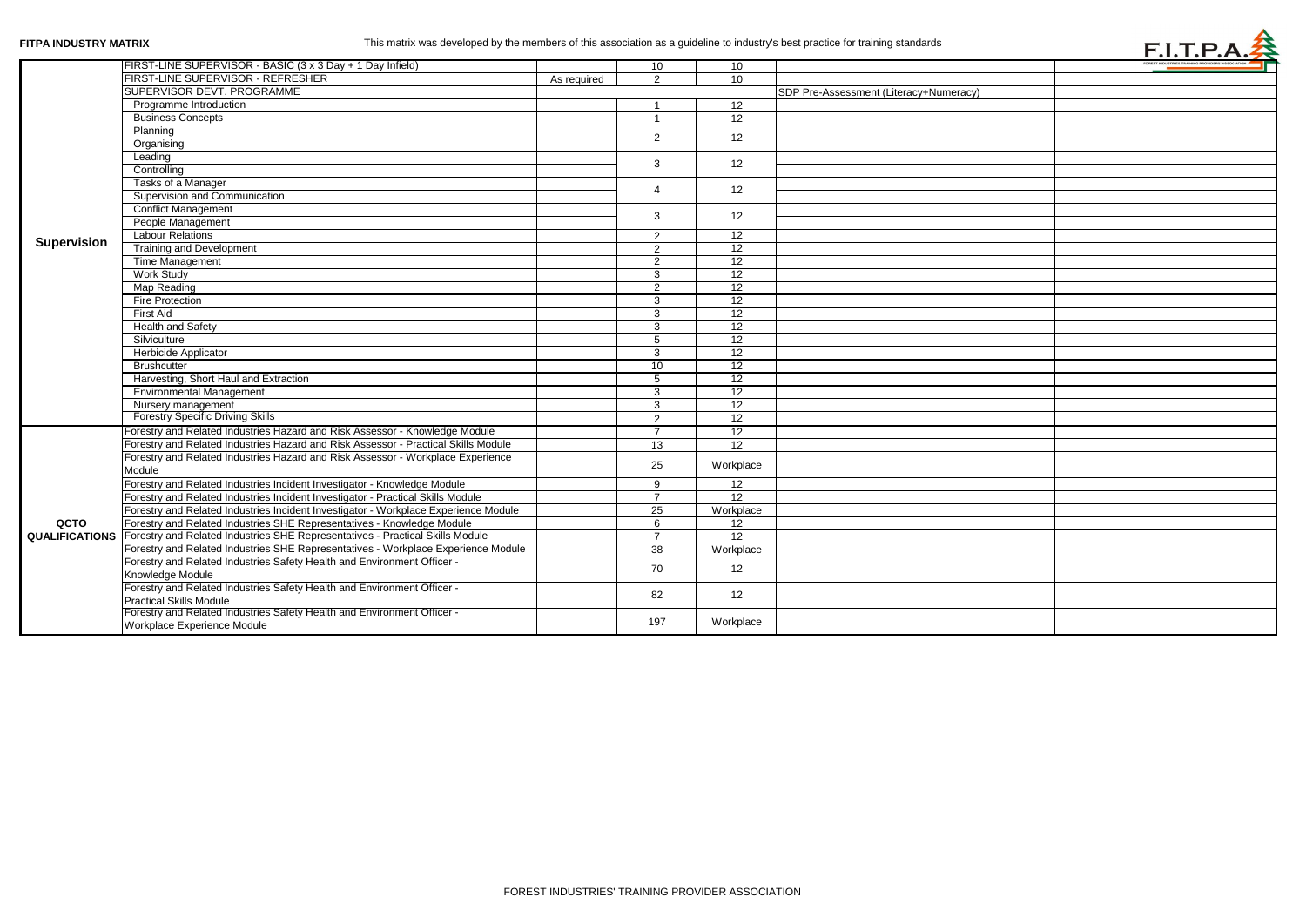**FITPA INDUSTRY MATRIX**

This matrix was developed by the members of this association as a guideline to industry's best practice for training standards

| | | | | | | |
|---|---|---|---|---|---|---|
| **Supervision** | FIRST-LINE SUPERVISOR - BASIC (3 x 3 Day + 1 Day Infield) | | 10 | 10 | | |
| | FIRST-LINE SUPERVISOR - REFRESHER | As required | 2 | 10 | | |
| | SUPERVISOR DEVT. PROGRAMME | | | | SDP Pre-Assessment (Literacy+Numeracy) | |
| | Programme Introduction | | 1 | 12 | | |
| | Business Concepts | | 1 | 12 | | |
| | Planning | | 2 | 12 | | |
| | Organising | | | | | |
| | Leading | | 3 | 12 | | |
| | Controlling | | | | | |
| | Tasks of a Manager | | 4 | 12 | | |
| | Supervision and Communication | | | | | |
| | Conflict Management | | 3 | 12 | | |
| | People Management | | | | | |
| | Labour Relations | | 2 | 12 | | |
| | Training and Development | | 2 | 12 | | |
| | Time Management | | 2 | 12 | | |
| | Work Study | | 3 | 12 | | |
| | Map Reading | | 2 | 12 | | |
| | Fire Protection | | 3 | 12 | | |
| | First Aid | | 3 | 12 | | |
| | Health and Safety | | 3 | 12 | | |
| | Silviculture | | 5 | 12 | | |
| | Herbicide Applicator | | 3 | 12 | | |
| | Brushcutter | | 10 | 12 | | |
| | Harvesting, Short Haul and Extraction | | 5 | 12 | | |
| | Environmental Management | | 3 | 12 | | |
| | Nursery management | | 3 | 12 | | |
| | Forestry Specific Driving Skills | | 2 | 12 | | |
| **QCTO QUALIFICATIONS** | Forestry and Related Industries Hazard and Risk Assessor - Knowledge Module | | 7 | 12 | | |
| | Forestry and Related Industries Hazard and Risk Assessor - Practical Skills Module | | 13 | 12 | | |
| | Forestry and Related Industries Hazard and Risk Assessor - Workplace Experience Module | | 25 | Workplace | | |
| | Forestry and Related Industries Incident Investigator - Knowledge Module | | 9 | 12 | | |
| | Forestry and Related Industries Incident Investigator - Practical Skills Module | | 7 | 12 | | |
| | Forestry and Related Industries Incident Investigator - Workplace Experience Module | | 25 | Workplace | | |
| | Forestry and Related Industries SHE Representatives - Knowledge Module | | 6 | 12 | | |
| | Forestry and Related Industries SHE Representatives - Practical Skills Module | | 7 | 12 | | |
| | Forestry and Related Industries SHE Representatives - Workplace Experience Module | | 38 | Workplace | | |
| | Forestry and Related Industries Safety Health and Environment Officer - Knowledge Module | | 70 | 12 | | |
| | Forestry and Related Industries Safety Health and Environment Officer - Practical Skills Module | | 82 | 12 | | |
| | Forestry and Related Industries Safety Health and Environment Officer - Workplace Experience Module | | 197 | Workplace | | |

FOREST INDUSTRIES' TRAINING PROVIDER ASSOCIATION